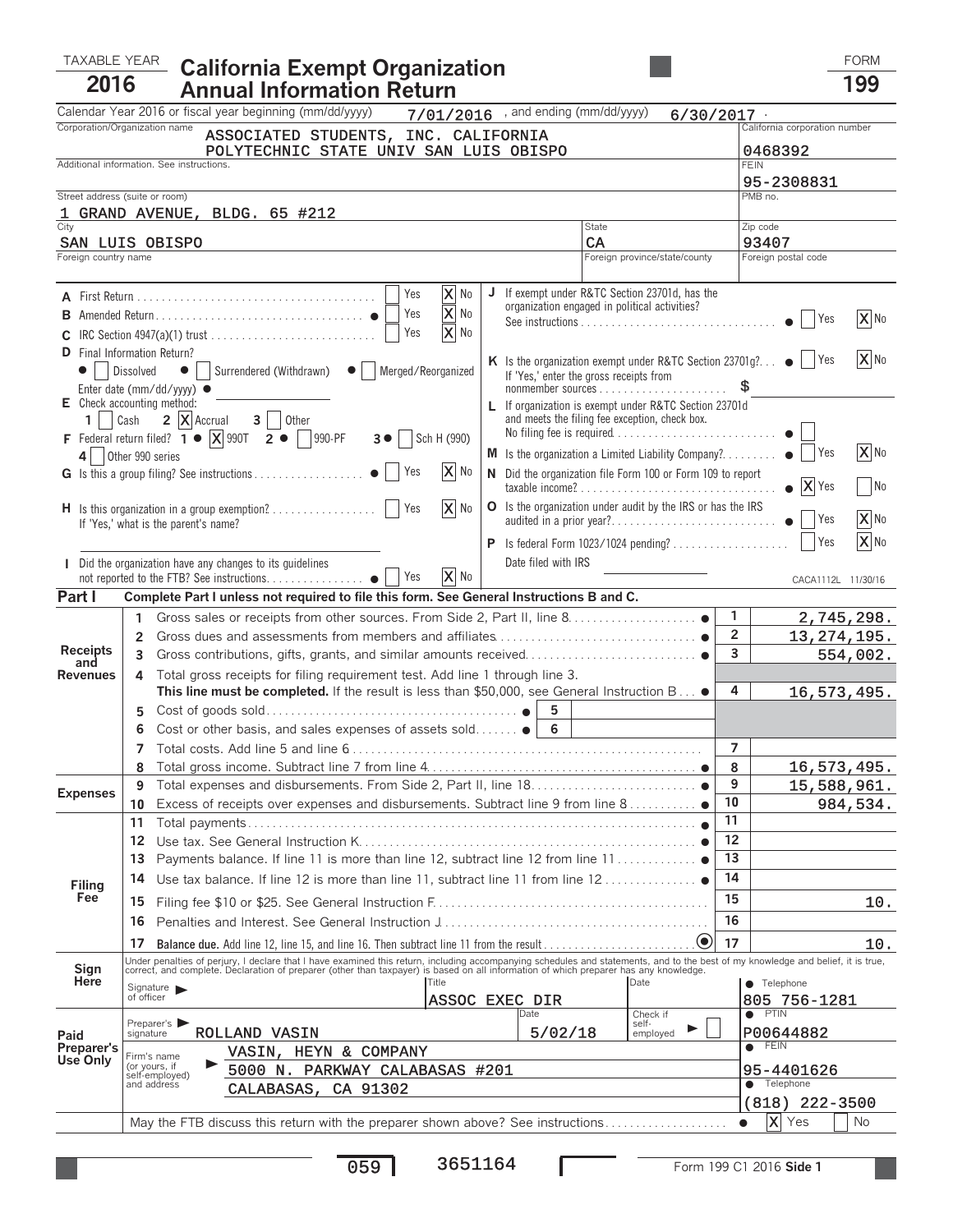TAXABLE YEAR **2016**

# California Exempt Organization Annual Information Return

FORM **199**

Calendar Year 2016 or fiscal year beginning (mm/dd/yyyy) 7/01/2016 , and ending (mm/dd/yyyy) 6/30/2017 .

| | |
|---|---|
| Corporation/Organization name: ASSOCIATED STUDENTS, INC. CALIFORNIA POLYTECHNIC STATE UNIV SAN LUIS OBISPO | California corporation number: 0468392 |
| Additional information. See instructions. | FEIN: 95-2308831 |
| Street address (suite or room): 1 GRAND AVENUE, BLDG. 65 #212 | PMB no. |
| City: SAN LUIS OBISPO | State: CA | Zip code: 93407 |
| Foreign country name | Foreign province/state/county | Foreign postal code |

**A** First Return ● Yes [ ] No [X]

**B** Amended Return ● Yes [ ] No [X]

**C** IRC Section 4947(a)(1) trust Yes [ ] No [X]

**D** Final Information Return? ● [ ] Dissolved ● [ ] Surrendered (Withdrawn) ● [ ] Merged/Reorganized
Enter date (mm/dd/yyyy) ●

**E** Check accounting method: 1 [ ] Cash 2 [X] Accrual 3 [ ] Other

**F** Federal return filed? 1 ● [X] 990T 2 ● [ ] 990-PF 3 ● [ ] Sch H (990) 4 [ ] Other 990 series

**G** Is this a group filing? See instructions ● Yes [ ] No [X]

**H** Is this organization in a group exemption? Yes [ ] No [X]
If 'Yes,' what is the parent's name?

**I** Did the organization have any changes to its guidelines not reported to the FTB? See instructions ● Yes [ ] No [X]

**J** If exempt under R&TC Section 23701d, has the organization engaged in political activities? See instructions ● Yes [ ] No [X]

**K** Is the organization exempt under R&TC Section 23701g? ● Yes [ ] No [X]
If 'Yes,' enter the gross receipts from nonmember sources $

**L** If organization is exempt under R&TC Section 23701d and meets the filing fee exception, check box. No filing fee is required ● [ ]

**M** Is the organization a Limited Liability Company? ● Yes [ ] No [X]

**N** Did the organization file Form 100 or Form 109 to report taxable income? ● Yes [X] No [ ]

**O** Is the organization under audit by the IRS or has the IRS audited in a prior year? ● Yes [ ] No [X]

**P** Is federal Form 1023/1024 pending? Yes [ ] No [X]
Date filed with IRS

CACA1112L 11/30/16

## Part I Complete Part I unless not required to file this form. See General Instructions B and C.

| Section | Line | Description | | | Line | Amount |
|---|---|---|---|---|---|---|
| Receipts and Revenues | 1 | Gross sales or receipts from other sources. From Side 2, Part II, line 8 ● | | | 1 | 2,745,298. |
| | 2 | Gross dues and assessments from members and affiliates ● | | | 2 | 13,274,195. |
| | 3 | Gross contributions, gifts, grants, and similar amounts received ● | | | 3 | 554,002. |
| | 4 | Total gross receipts for filing requirement test. Add line 1 through line 3. **This line must be completed.** If the result is less than $50,000, see General Instruction B ● | | | 4 | 16,573,495. |
| | 5 | Cost of goods sold ● | 5 | | | |
| | 6 | Cost or other basis, and sales expenses of assets sold ● | 6 | | | |
| | 7 | Total costs. Add line 5 and line 6 | | | 7 | |
| | 8 | Total gross income. Subtract line 7 from line 4 ● | | | 8 | 16,573,495. |
| Expenses | 9 | Total expenses and disbursements. From Side 2, Part II, line 18 ● | | | 9 | 15,588,961. |
| | 10 | Excess of receipts over expenses and disbursements. Subtract line 9 from line 8 ● | | | 10 | 984,534. |
| Filing Fee | 11 | Total payments ● | | | 11 | |
| | 12 | Use tax. See General Instruction K ● | | | 12 | |
| | 13 | Payments balance. If line 11 is more than line 12, subtract line 12 from line 11 ● | | | 13 | |
| | 14 | Use tax balance. If line 12 is more than line 11, subtract line 11 from line 12 ● | | | 14 | |
| | 15 | Filing fee $10 or $25. See General Instruction F | | | 15 | 10. |
| | 16 | Penalties and Interest. See General Instruction J | | | 16 | |
| | 17 | **Balance due.** Add line 12, line 15, and line 16. Then subtract line 11 from the result ● | | | 17 | 10. |

**Sign Here**

Under penalties of perjury, I declare that I have examined this return, including accompanying schedules and statements, and to the best of my knowledge and belief, it is true, correct, and complete. Declaration of preparer (other than taxpayer) is based on all information of which preparer has any knowledge.

Signature of officer | Title: ASSOC EXEC DIR | Date | ● Telephone: 805 756-1281

**Paid Preparer's Use Only**

| | | | |
|---|---|---|---|
| Preparer's signature: ROLLAND VASIN | Date: 5/02/18 | Check if self-employed ▶ [ ] | ● PTIN: P00644882 |
| Firm's name (or yours, if self-employed) and address: VASIN, HEYN & COMPANY, 5000 N. PARKWAY CALABASAS #201, CALABASAS, CA 91302 | | | ● FEIN: 95-4401626 |
| | | | ● Telephone: (818) 222-3500 |

May the FTB discuss this return with the preparer shown above? See instructions ● [X] Yes [ ] No

059 3651164

Form 199 C1 2016 **Side 1**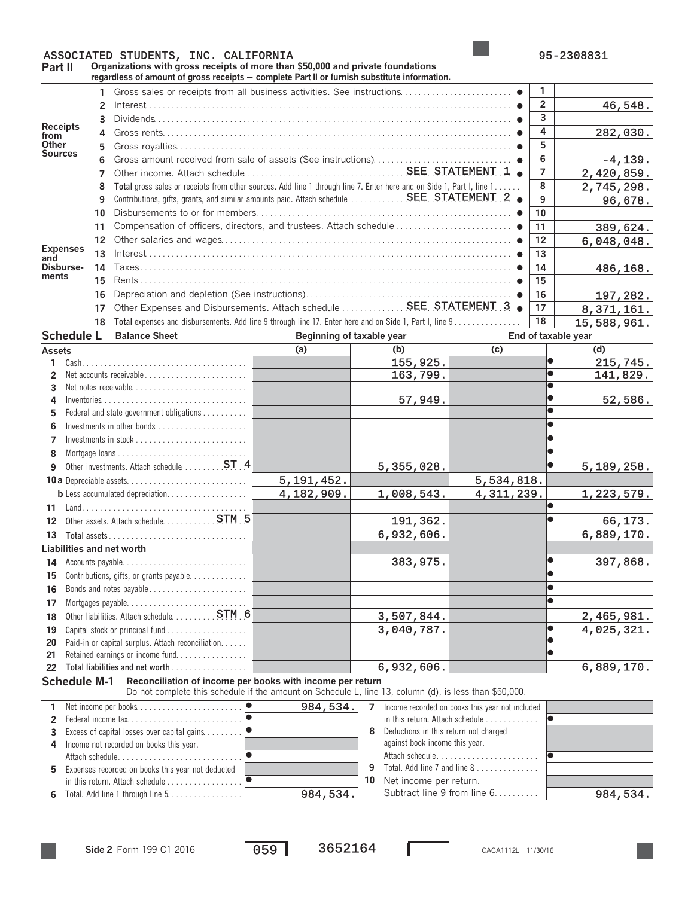ASSOCIATED STUDENTS, INC. CALIFORNIA 95-2308831

## Part II Organizations with gross receipts of more than $50,000 and private foundations regardless of amount of gross receipts — complete Part II or furnish substitute information.

| Section | Line | Description | Line No. | Amount |
|---|---|---|---|---|
| Receipts from Other Sources | 1 | Gross sales or receipts from all business activities. See instructions | 1 | |
| | 2 | Interest | 2 | 46,548. |
| | 3 | Dividends | 3 | |
| | 4 | Gross rents | 4 | 282,030. |
| | 5 | Gross royalties | 5 | |
| | 6 | Gross amount received from sale of assets (See instructions) | 6 | -4,139. |
| | 7 | Other income. Attach schedule SEE STATEMENT 1 | 7 | 2,420,859. |
| | 8 | Total gross sales or receipts from other sources. Add line 1 through line 7. Enter here and on Side 1, Part I, line 1 | 8 | 2,745,298. |
| Expenses and Disbursements | 9 | Contributions, gifts, grants, and similar amounts paid. Attach schedule SEE STATEMENT 2 | 9 | 96,678. |
| | 10 | Disbursements to or for members | 10 | |
| | 11 | Compensation of officers, directors, and trustees. Attach schedule | 11 | 389,624. |
| | 12 | Other salaries and wages | 12 | 6,048,048. |
| | 13 | Interest | 13 | |
| | 14 | Taxes | 14 | 486,168. |
| | 15 | Rents | 15 | |
| | 16 | Depreciation and depletion (See instructions) | 16 | 197,282. |
| | 17 | Other Expenses and Disbursements. Attach schedule SEE STATEMENT 3 | 17 | 8,371,161. |
| | 18 | Total expenses and disbursements. Add line 9 through line 17. Enter here and on Side 1, Part I, line 9 | 18 | 15,588,961. |

## Schedule L Balance Sheet

| | Beginning of taxable year (a) | (b) | End of taxable year (c) | (d) |
|---|---|---|---|---|
| **Assets** | | | | |
| 1 Cash | | 155,925. | | 215,745. |
| 2 Net accounts receivable | | 163,799. | | 141,829. |
| 3 Net notes receivable | | | | |
| 4 Inventories | | 57,949. | | 52,586. |
| 5 Federal and state government obligations | | | | |
| 6 Investments in other bonds | | | | |
| 7 Investments in stock | | | | |
| 8 Mortgage loans | | | | |
| 9 Other investments. Attach schedule ST 4 | | 5,355,028. | | 5,189,258. |
| 10a Depreciable assets | 5,191,452. | | 5,534,818. | |
| b Less accumulated depreciation | 4,182,909. | 1,008,543. | 4,311,239. | 1,223,579. |
| 11 Land | | | | |
| 12 Other assets. Attach schedule STM 5 | | 191,362. | | 66,173. |
| 13 Total assets | | 6,932,606. | | 6,889,170. |
| **Liabilities and net worth** | | | | |
| 14 Accounts payable | | 383,975. | | 397,868. |
| 15 Contributions, gifts, or grants payable | | | | |
| 16 Bonds and notes payable | | | | |
| 17 Mortgages payable | | | | |
| 18 Other liabilities. Attach schedule STM 6 | | 3,507,844. | | 2,465,981. |
| 19 Capital stock or principal fund | | 3,040,787. | | 4,025,321. |
| 20 Paid-in or capital surplus. Attach reconciliation | | | | |
| 21 Retained earnings or income fund | | | | |
| 22 Total liabilities and net worth | | 6,932,606. | | 6,889,170. |

## Schedule M-1 Reconciliation of income per books with income per return

Do not complete this schedule if the amount on Schedule L, line 13, column (d), is less than $50,000.

| | | | |
|---|---|---|---|
| 1 Net income per books | 984,534. | 7 Income recorded on books this year not included in this return. Attach schedule | |
| 2 Federal income tax | | | |
| 3 Excess of capital losses over capital gains | | 8 Deductions in this return not charged against book income this year. Attach schedule | |
| 4 Income not recorded on books this year. Attach schedule | | | |
| 5 Expenses recorded on books this year not deducted in this return. Attach schedule | | 9 Total. Add line 7 and line 8 | |
| | | 10 Net income per return. Subtract line 9 from line 6 | 984,534. |
| 6 Total. Add line 1 through line 5 | 984,534. | | |

Side 2 Form 199 C1 2016 059 3652164 CACA1112L 11/30/16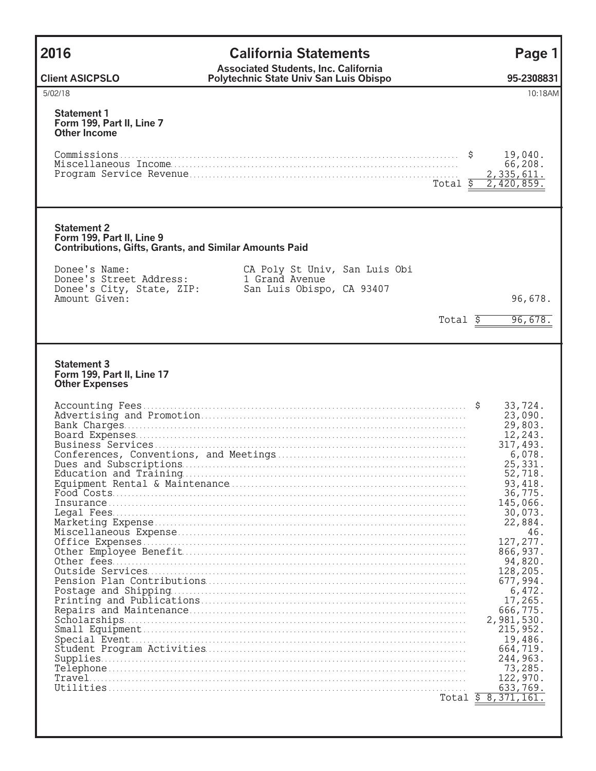# 2016 California Statements

**Client ASICPSLO** — **Associated Students, Inc. California Polytechnic State Univ San Luis Obispo** — **95-2308831**

5/02/18 10:18AM

### Statement 1
**Form 199, Part II, Line 7**
**Other Income**

| | |
|---|---|
| Commissions | $ 19,040. |
| Miscellaneous Income | 66,208. |
| Program Service Revenue | 2,335,611. |
| Total | $ 2,420,859. |

### Statement 2
**Form 199, Part II, Line 9**
**Contributions, Gifts, Grants, and Similar Amounts Paid**

| | | |
|---|---|---|
| Donee's Name: | CA Poly St Univ, San Luis Obi | |
| Donee's Street Address: | 1 Grand Avenue | |
| Donee's City, State, ZIP: | San Luis Obispo, CA 93407 | |
| Amount Given: | | 96,678. |
| | Total | $ 96,678. |

### Statement 3
**Form 199, Part II, Line 17**
**Other Expenses**

| | |
|---|---|
| Accounting Fees | $ 33,724. |
| Advertising and Promotion | 23,090. |
| Bank Charges | 29,803. |
| Board Expenses | 12,243. |
| Business Services | 317,493. |
| Conferences, Conventions, and Meetings | 6,078. |
| Dues and Subscriptions | 25,331. |
| Education and Training | 52,718. |
| Equipment Rental & Maintenance | 93,418. |
| Food Costs | 36,775. |
| Insurance | 145,066. |
| Legal Fees | 30,073. |
| Marketing Expense | 22,884. |
| Miscellaneous Expense | 46. |
| Office Expenses | 127,277. |
| Other Employee Benefit | 866,937. |
| Other fees | 94,820. |
| Outside Services | 128,205. |
| Pension Plan Contributions | 677,994. |
| Postage and Shipping | 6,472. |
| Printing and Publications | 17,265. |
| Repairs and Maintenance | 666,775. |
| Scholarships | 2,981,530. |
| Small Equipment | 215,952. |
| Special Event | 19,486. |
| Student Program Activities | 664,719. |
| Supplies | 244,963. |
| Telephone | 73,285. |
| Travel | 122,970. |
| Utilities | 633,769. |
| Total | $ 8,371,161. |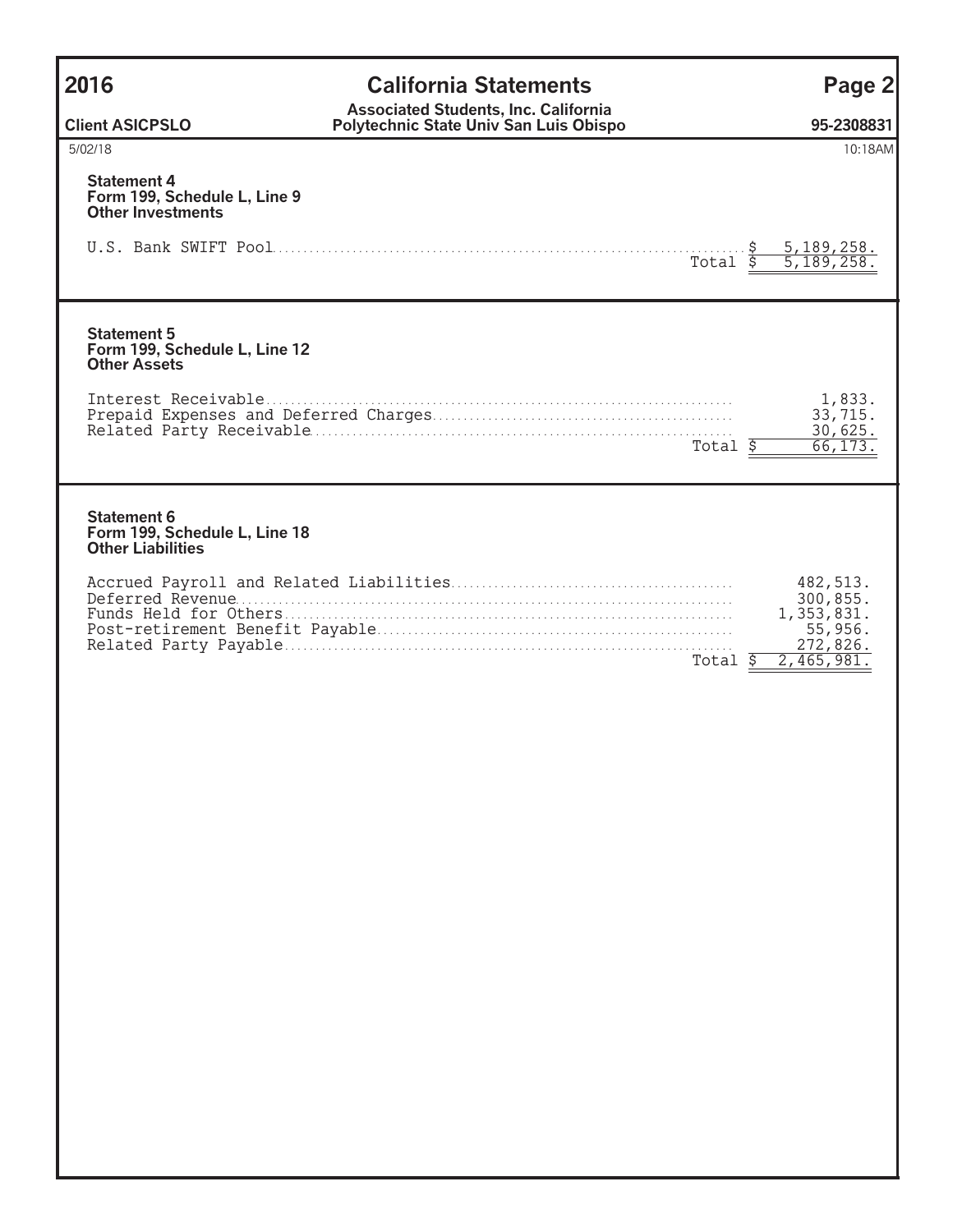# 2016 California Statements

**Client ASICPSLO** — **Associated Students, Inc. California Polytechnic State Univ San Luis Obispo** — **95-2308831**

5/02/18 10:18AM

### Statement 4
**Form 199, Schedule L, Line 9**
**Other Investments**

| | |
|---|---|
| U.S. Bank SWIFT Pool | $ 5,189,258. |
| Total | $ 5,189,258. |

### Statement 5
**Form 199, Schedule L, Line 12**
**Other Assets**

| | |
|---|---|
| Interest Receivable | 1,833. |
| Prepaid Expenses and Deferred Charges | 33,715. |
| Related Party Receivable | 30,625. |
| Total | $ 66,173. |

### Statement 6
**Form 199, Schedule L, Line 18**
**Other Liabilities**

| | |
|---|---|
| Accrued Payroll and Related Liabilities | 482,513. |
| Deferred Revenue | 300,855. |
| Funds Held for Others | 1,353,831. |
| Post-retirement Benefit Payable | 55,956. |
| Related Party Payable | 272,826. |
| Total | $ 2,465,981. |